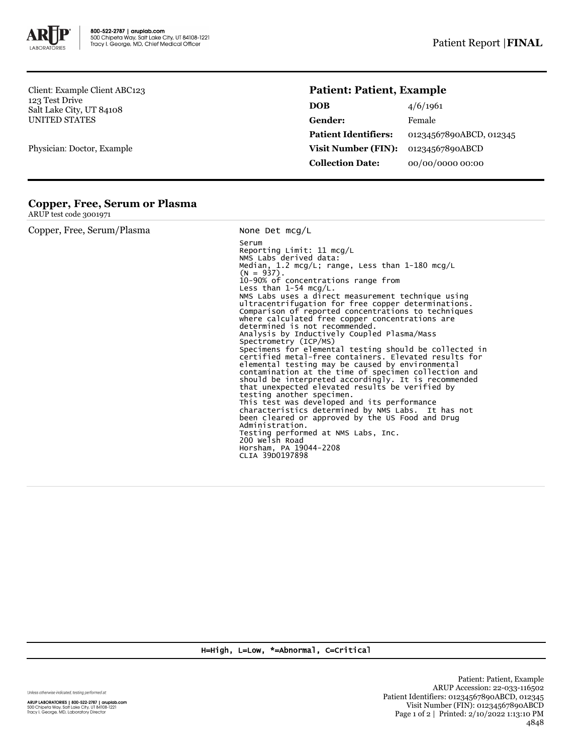Client: Example Client ABC123
123 Test Drive
Salt Lake City, UT 84108
UNITED STATES

Physician: Doctor, Example

## Patient: Patient, Example

| | |
|---|---|
| **DOB** | 4/6/1961 |
| **Gender:** | Female |
| **Patient Identifiers:** | 01234567890ABCD, 012345 |
| **Visit Number (FIN):** | 01234567890ABCD |
| **Collection Date:** | 00/00/0000 00:00 |

## Copper, Free, Serum or Plasma

ARUP test code 3001971

Copper, Free, Serum/Plasma — None Det mcg/L

```
Serum
Reporting Limit: 11 mcg/L
NMS Labs derived data:
Median, 1.2 mcg/L; range, Less than 1-180 mcg/L
(N = 937).
10-90% of concentrations range from
Less than 1-54 mcg/L.
NMS Labs uses a direct measurement technique using
ultracentrifugation for free copper determinations.
Comparison of reported concentrations to techniques
where calculated free copper concentrations are
determined is not recommended.
Analysis by Inductively Coupled Plasma/Mass
Spectrometry (ICP/MS)
Specimens for elemental testing should be collected in
certified metal-free containers. Elevated results for
elemental testing may be caused by environmental
contamination at the time of specimen collection and
should be interpreted accordingly. It is recommended
that unexpected elevated results be verified by
testing another specimen.
This test was developed and its performance
characteristics determined by NMS Labs.  It has not
been cleared or approved by the US Food and Drug
Administration.
Testing performed at NMS Labs, Inc.
200 Welsh Road
Horsham, PA 19044-2208
CLIA 39D0197898
```

H=High, L=Low, *=Abnormal, C=Critical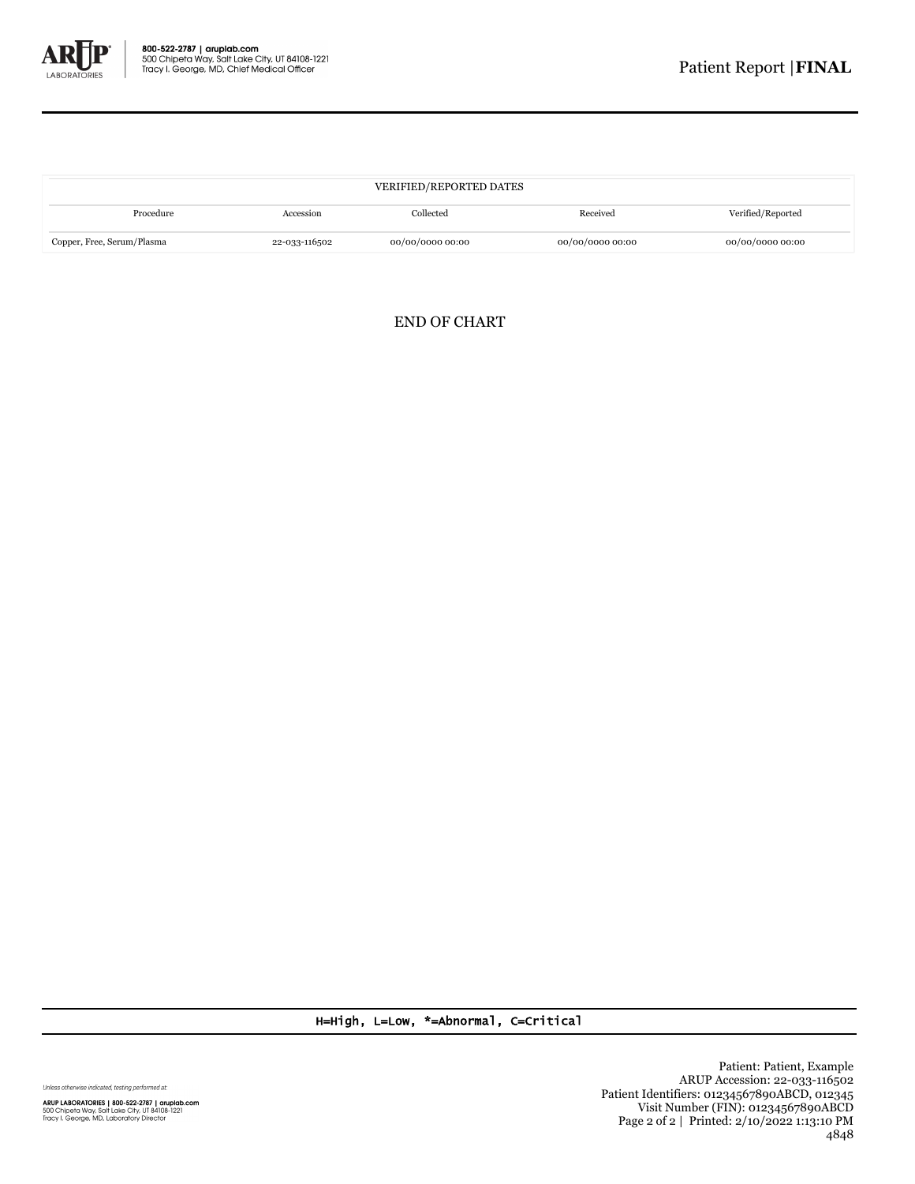| VERIFIED/REPORTED DATES | | | | |
|---|---|---|---|---|
| Procedure | Accession | Collected | Received | Verified/Reported |
| Copper, Free, Serum/Plasma | 22-033-116502 | 00/00/0000 00:00 | 00/00/0000 00:00 | 00/00/0000 00:00 |

END OF CHART

H=High, L=Low, *=Abnormal, C=Critical

*Unless otherwise indicated, testing performed at:*

**ARUP LABORATORIES | 800-522-2787 | aruplab.com**
500 Chipeta Way, Salt Lake City, UT 84108-1221
Tracy I. George, MD, Laboratory Director

Patient: Patient, Example
ARUP Accession: 22-033-116502
Patient Identifiers: 01234567890ABCD, 012345
Visit Number (FIN): 01234567890ABCD
Printed: 2/10/2022 1:13:10 PM
4848